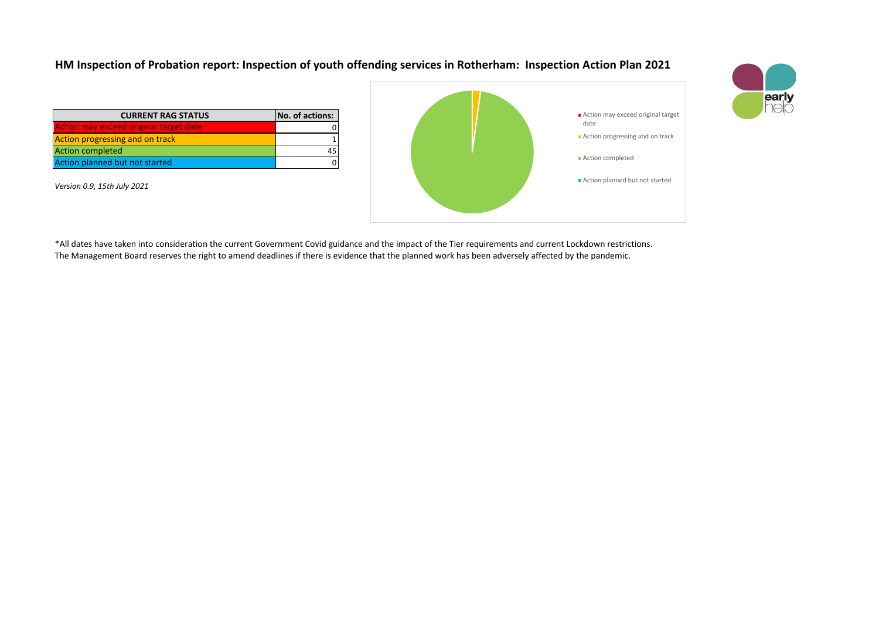# HM Inspection of Probation report: Inspection of youth offending services in Rotherham: Inspection Action Plan 2021

| CURRENT RAG STATUS | No. of actions: |
|---|---|
| Action may exceed original target date | 0 |
| Action progressing and on track | 1 |
| Action completed | 45 |
| Action planned but not started | 0 |

*Version 0.9, 15th July 2021*

- Action may exceed original target date
- Action progressing and on track
- Action completed
- Action planned but not started

\*All dates have taken into consideration the current Government Covid guidance and the impact of the Tier requirements and current Lockdown restrictions.
The Management Board reserves the right to amend deadlines if there is evidence that the planned work has been adversely affected by the pandemic.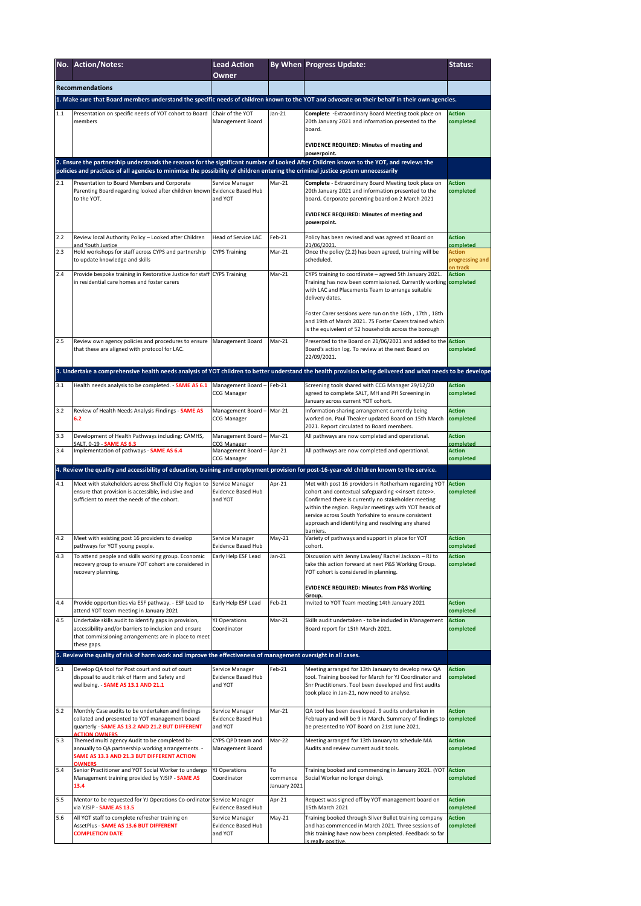| No. | Action/Notes: | Lead Action Owner | By When | Progress Update: | Status: |
|---|---|---|---|---|---|
| **Recommendations** | | | | | |
| **1. Make sure that Board members understand the specific needs of children known to the YOT and advocate on their behalf in their own agencies.** | | | | | |
| 1.1 | Presentation on specific needs of YOT cohort to Board members | Chair of the YOT Management Board | Jan-21 | **Complete** -Extraordinary Board Meeting took place on 20th January 2021 and information presented to the board.<br><br>**EVIDENCE REQUIRED: Minutes of meeting and powerpoint.** | **Action completed** |
| **2. Ensure the partnership understands the reasons for the significant number of Looked After Children known to the YOT, and reviews the policies and practices of all agencies to minimise the possibility of children entering the criminal justice system unnecessarily** | | | | | |
| 2.1 | Presentation to Board Members and Corporate Parenting Board regarding looked after children known to the YOT. | Service Manager Evidence Based Hub and YOT | Mar-21 | **Complete** - Extraordinary Board Meeting took place on 20th January 2021 and information presented to the board**.** Corporate parenting board on 2 March 2021<br><br>**EVIDENCE REQUIRED: Minutes of meeting and powerpoint.** | **Action completed** |
| 2.2 | Review local Authority Policy – Looked after Children and Youth Justice | Head of Service LAC | Feb-21 | Policy has been revised and was agreed at Board on 21/06/2021. | **Action completed** |
| 2.3 | Hold workshops for staff across CYPS and partnership to update knowledge and skills | CYPS Training | Mar-21 | Once the policy (2.2) has been agreed, training will be scheduled. | **Action progressing and on track** |
| 2.4 | Provide bespoke training in Restorative Justice for staff in residential care homes and foster carers | CYPS Training | Mar-21 | CYPS training to coordinate – agreed 5th January 2021. Training has now been commissioned. Currently working with LAC and Placements Team to arrange suitable delivery dates.<br><br>Foster Carer sessions were run on the 16th , 17th , 18th and 19th of March 2021. 75 Foster Carers trained which is the equivelent of 52 households across the borough | **Action completed** |
| 2.5 | Review own agency policies and procedures to ensure that these are aligned with protocol for LAC. | Management Board | Mar-21 | Presented to the Board on 21/06/2021 and added to the Board's action log. To review at the next Board on 22/09/2021. | **Action completed** |
| **3. Undertake a comprehensive health needs analysis of YOT children to better understand the health provision being delivered and what needs to be develope** | | | | | |
| 3.1 | Health needs analysis to be completed. - **SAME AS 6.1** | Management Board – CCG Manager | Feb-21 | Screening tools shared with CCG Manager 29/12/20 agreed to complete SALT, MH and PH Screening in January across current YOT cohort. | **Action completed** |
| 3.2 | Review of Health Needs Analysis Findings - **SAME AS 6.2** | Management Board – CCG Manager | Mar-21 | Information sharing arrangement currently being worked on. Paul Theaker updated Board on 15th March 2021. Report circulated to Board members. | **Action completed** |
| 3.3 | Development of Health Pathways including: CAMHS, SALT, 0-19 - **SAME AS 6.3** | Management Board – CCG Manager | Mar-21 | All pathways are now completed and operational. | **Action completed** |
| 3.4 | Implementation of pathways - **SAME AS 6.4** | Management Board – CCG Manager | Apr-21 | All pathways are now completed and operational. | **Action completed** |
| **4. Review the quality and accessibility of education, training and employment provision for post-16-year-old children known to the service.** | | | | | |
| 4.1 | Meet with stakeholders across Sheffield City Region to ensure that provision is accessible, inclusive and sufficient to meet the needs of the cohort. | Service Manager Evidence Based Hub and YOT | Apr-21 | Met with post 16 providers in Rotherham regarding YOT cohort and contextual safeguarding <<insert date>>. Confirmed there is currently no stakeholder meeting within the region. Regular meetings with YOT heads of service across South Yorkshire to ensure consistent approach and identifying and resolving any shared barriers. | **Action completed** |
| 4.2 | Meet with existing post 16 providers to develop pathways for YOT young people. | Service Manager Evidence Based Hub | May-21 | Variety of pathways and support in place for YOT cohort. | **Action completed** |
| 4.3 | To attend people and skills working group. Economic recovery group to ensure YOT cohort are considered in recovery planning. | Early Help ESF Lead | Jan-21 | Discussion with Jenny Lawless/ Rachel Jackson – RJ to take this action forward at next P&S Working Group. YOT cohort is considered in planning.<br><br>**EVIDENCE REQUIRED: Minutes from P&S Working Group.** | **Action completed** |
| 4.4 | Provide opportunities via ESF pathway. - ESF Lead to attend YOT team meeting in January 2021 | Early Help ESF Lead | Feb-21 | Invited to YOT Team meeting 14th January 2021 | **Action completed** |
| 4.5 | Undertake skills audit to identify gaps in provision, accessibility and/or barriers to inclusion and ensure that commissioning arrangements are in place to meet these gaps. | YJ Operations Coordinator | Mar-21 | Skills audit undertaken - to be included in Management Board report for 15th March 2021. | **Action completed** |
| **5. Review the quality of risk of harm work and improve the effectiveness of management oversight in all cases.** | | | | | |
| 5.1 | Develop QA tool for Post court and out of court disposal to audit risk of Harm and Safety and wellbeing. - **SAME AS 13.1 AND 21.1** | Service Manager Evidence Based Hub and YOT | Feb-21 | Meeting arranged for 13th January to develop new QA tool. Training booked for March for YJ Coordinator and Snr Practitioners. Tool been developed and first audits took place in Jan-21, now need to analyse. | **Action completed** |
| 5.2 | Monthly Case audits to be undertaken and findings collated and presented to YOT management board quarterly - **SAME AS 13.2 AND 21.2 BUT DIFFERENT ACTION OWNERS** | Service Manager Evidence Based Hub and YOT | Mar-21 | QA tool has been developed. 9 audits undertaken in February and will be 9 in March. Summary of findings to be presented to YOT Board on 21st June 2021. | **Action completed** |
| 5.3 | Themed multi agency Audit to be completed bi-annually to QA partnership working arrangements. - **SAME AS 13.3 AND 21.3 BUT DIFFERENT ACTION OWNERS** | CYPS QPD team and Management Board | Mar-22 | Meeting arranged for 13th January to schedule MA Audits and review current audit tools. | **Action completed** |
| 5.4 | Senior Practitioner and YOT Social Worker to undergo Management training provided by YJSIP - **SAME AS 13.4** | YJ Operations Coordinator | To commence January 2021 | Training booked and commencing in January 2021. (YOT Social Worker no longer doing). | **Action completed** |
| 5.5 | Mentor to be requested for YJ Operations Co-ordinator via YJSIP - **SAME AS 13.5** | Service Manager Evidence Based Hub | Apr-21 | Request was signed off by YOT management board on 15th March 2021 | **Action completed** |
| 5.6 | All YOT staff to complete refresher training on AssetPlus - **SAME AS 13.6 BUT DIFFERENT COMPLETION DATE** | Service Manager Evidence Based Hub and YOT | May-21 | Training booked through Silver Bullet training company and has commenced in March 2021. Three sessions of this training have now been completed. Feedback so far is really positive. | **Action completed** |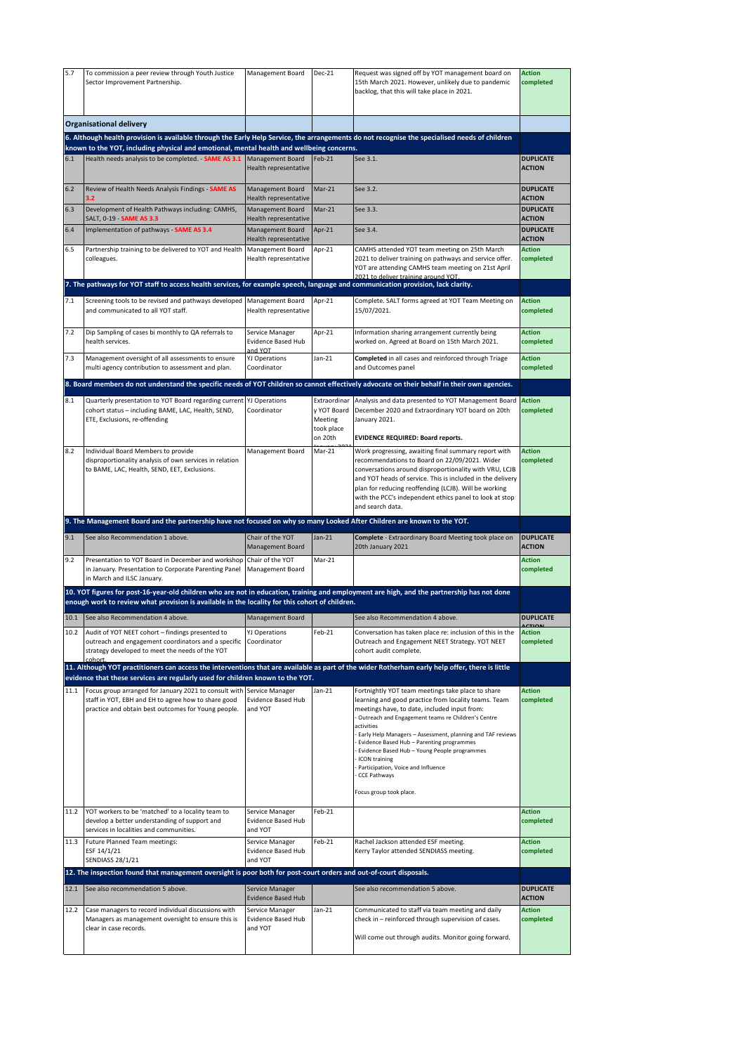| | | | | | |
|---|---|---|---|---|---|
| 5.7 | To commission a peer review through Youth Justice Sector Improvement Partnership. | Management Board | Dec-21 | Request was signed off by YOT management board on 15th March 2021. However, unlikely due to pandemic backlog, that this will take place in 2021. | **Action completed** |
| **Organisational delivery** | | | | | |
| **6. Although health provision is available through the Early Help Service, the arrangements do not recognise the specialised needs of children known to the YOT, including physical and emotional, mental health and wellbeing concerns.** | | | | | |
| 6.1 | Health needs analysis to be completed. - **SAME AS 3.1** | Management Board Health representative | Feb-21 | See 3.1. | **DUPLICATE ACTION** |
| 6.2 | Review of Health Needs Analysis Findings - **SAME AS 3.2** | Management Board Health representative | Mar-21 | See 3.2. | **DUPLICATE ACTION** |
| 6.3 | Development of Health Pathways including: CAMHS, SALT, 0-19 - **SAME AS 3.3** | Management Board Health representative | Mar-21 | See 3.3. | **DUPLICATE ACTION** |
| 6.4 | Implementation of pathways - **SAME AS 3.4** | Management Board Health representative | Apr-21 | See 3.4. | **DUPLICATE ACTION** |
| 6.5 | Partnership training to be delivered to YOT and Health colleagues. | Management Board Health representative | Apr-21 | CAMHS attended YOT team meeting on 25th March 2021 to deliver training on pathways and service offer. YOT are attending CAMHS team meeting on 21st April 2021 to deliver training around YOT. | **Action completed** |
| **7. The pathways for YOT staff to access health services, for example speech, language and communication provision, lack clarity.** | | | | | |
| 7.1 | Screening tools to be revised and pathways developed and communicated to all YOT staff. | Management Board Health representative | Apr-21 | Complete. SALT forms agreed at YOT Team Meeting on 15/07/2021. | **Action completed** |
| 7.2 | Dip Sampling of cases bi monthly to QA referrals to health services. | Service Manager Evidence Based Hub and YOT | Apr-21 | Information sharing arrangement currently being worked on. Agreed at Board on 15th March 2021. | **Action completed** |
| 7.3 | Management oversight of all assessments to ensure multi agency contribution to assessment and plan. | YJ Operations Coordinator | Jan-21 | **Completed** in all cases and reinforced through Triage and Outcomes panel | **Action completed** |
| **8. Board members do not understand the specific needs of YOT children so cannot effectively advocate on their behalf in their own agencies.** | | | | | |
| 8.1 | Quarterly presentation to YOT Board regarding current cohort status – including BAME, LAC, Health, SEND, ETE, Exclusions, re-offending | YJ Operations Coordinator | Extraordinary YOT Board Meeting took place on 20th January 2021 | Analysis and data presented to YOT Management Board December 2020 and Extraordinary YOT board on 20th January 2021.<br><br>**EVIDENCE REQUIRED: Board reports.** | **Action completed** |
| 8.2 | Individual Board Members to provide disproportionality analysis of own services in relation to BAME, LAC, Health, SEND, EET, Exclusions. | Management Board | Mar-21 | Work progressing, awaiting final summary report with recommendations to Board on 22/09/2021. Wider conversations around disproportionality with VRU, LCJB and YOT heads of service. This is included in the delivery plan for reducing reoffending (LCJB). Will be working with the PCC's independent ethics panel to look at stop and search data. | **Action completed** |
| **9. The Management Board and the partnership have not focused on why so many Looked After Children are known to the YOT.** | | | | | |
| 9.1 | See also Recommendation 1 above. | Chair of the YOT Management Board | Jan-21 | **Complete** - Extraordinary Board Meeting took place on 20th January 2021 | **DUPLICATE ACTION** |
| 9.2 | Presentation to YOT Board in December and workshop in January. Presentation to Corporate Parenting Panel in March and ILSC January. | Chair of the YOT Management Board | Mar-21 | | **Action completed** |
| **10. YOT figures for post-16-year-old children who are not in education, training and employment are high, and the partnership has not done enough work to review what provision is available in the locality for this cohort of children.** | | | | | |
| 10.1 | See also Recommendation 4 above. | Management Board | | See also Recommendation 4 above. | **DUPLICATE ACTION** |
| 10.2 | Audit of YOT NEET cohort – findings presented to outreach and engagement coordinators and a specific strategy developed to meet the needs of the YOT cohort. | YJ Operations Coordinator | Feb-21 | Conversation has taken place re: inclusion of this in the Outreach and Engagement NEET Strategy. YOT NEET cohort audit complete. | **Action completed** |
| **11. Although YOT practitioners can access the interventions that are available as part of the wider Rotherham early help offer, there is little evidence that these services are regularly used for children known to the YOT.** | | | | | |
| 11.1 | Focus group arranged for January 2021 to consult with staff in YOT, EBH and EH to agree how to share good practice and obtain best outcomes for Young people. | Service Manager Evidence Based Hub and YOT | Jan-21 | Fortnightly YOT team meetings take place to share learning and good practice from locality teams. Team meetings have, to date, included input from:<br>- Outreach and Engagement teams re Children's Centre activities<br>- Early Help Managers – Assessment, planning and TAF reviews<br>- Evidence Based Hub – Parenting programmes<br>- Evidence Based Hub – Young People programmes<br>- ICON training<br>- Participation, Voice and Influence<br>- CCE Pathways<br><br>Focus group took place. | **Action completed** |
| 11.2 | YOT workers to be 'matched' to a locality team to develop a better understanding of support and services in localities and communities. | Service Manager Evidence Based Hub and YOT | Feb-21 | | **Action completed** |
| 11.3 | Future Planned Team meetings:<br>ESF 14/1/21<br>SENDIASS 28/1/21 | Service Manager Evidence Based Hub and YOT | Feb-21 | Rachel Jackson attended ESF meeting.<br>Kerry Taylor attended SENDIASS meeting. | **Action completed** |
| **12. The inspection found that management oversight is poor both for post-court orders and out-of-court disposals.** | | | | | |
| 12.1 | See also recommendation 5 above. | Service Manager Evidence Based Hub | | See also recommendation 5 above. | **DUPLICATE ACTION** |
| 12.2 | Case managers to record individual discussions with Managers as management oversight to ensure this is clear in case records. | Service Manager Evidence Based Hub and YOT | Jan-21 | Communicated to staff via team meeting and daily check in – reinforced through supervision of cases.<br><br>Will come out through audits. Monitor going forward. | **Action completed** |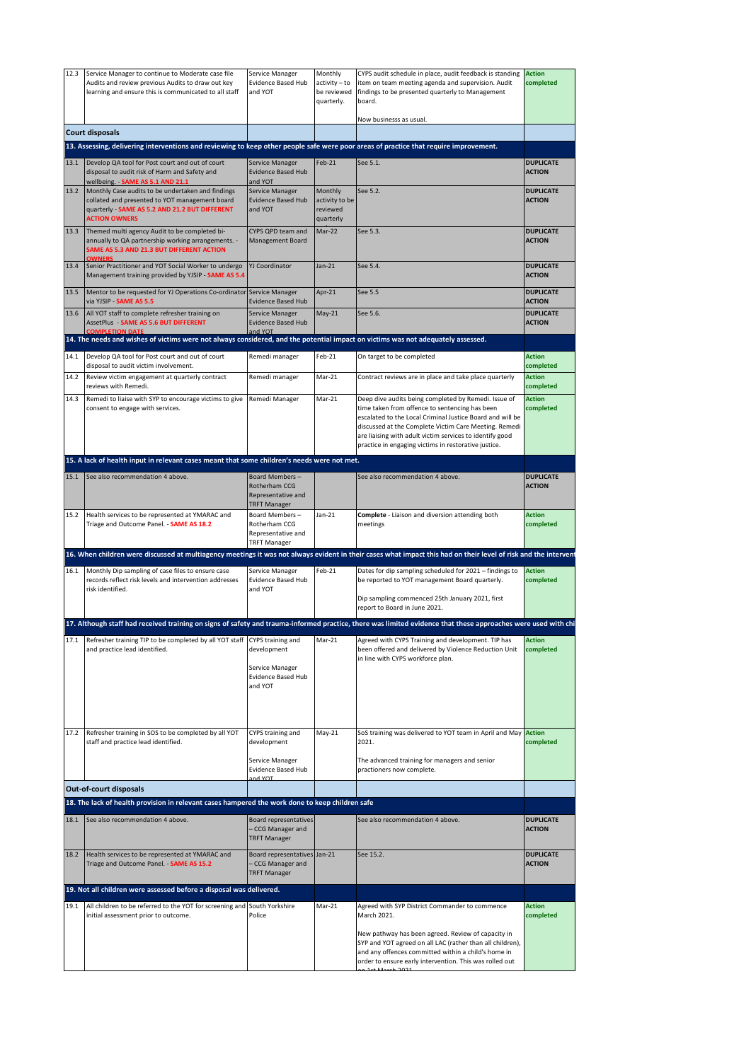| | | | | | |
|---|---|---|---|---|---|
| 12.3 | Service Manager to continue to Moderate case file Audits and review previous Audits to draw out key learning and ensure this is communicated to all staff | Service Manager Evidence Based Hub and YOT | Monthly activity – to be reviewed quarterly. | CYPS audit schedule in place, audit feedback is standing item on team meeting agenda and supervision. Audit findings to be presented quarterly to Management board.<br><br>Now businesss as usual. | **Action completed** |
| **Court disposals** | | | | | |
| **13. Assessing, delivering interventions and reviewing to keep other people safe were poor areas of practice that require improvement.** | | | | | |
| 13.1 | Develop QA tool for Post court and out of court disposal to audit risk of Harm and Safety and wellbeing. - **SAME AS 5.1 AND 21.1** | Service Manager Evidence Based Hub and YOT | Feb-21 | See 5.1. | **DUPLICATE ACTION** |
| 13.2 | Monthly Case audits to be undertaken and findings collated and presented to YOT management board quarterly - **SAME AS 5.2 AND 21.2 BUT DIFFERENT ACTION OWNERS** | Service Manager Evidence Based Hub and YOT | Monthly activity to be reviewed quarterly | See 5.2. | **DUPLICATE ACTION** |
| 13.3 | Themed multi agency Audit to be completed bi-annually to QA partnership working arrangements. - **SAME AS 5.3 AND 21.3 BUT DIFFERENT ACTION OWNERS** | CYPS QPD team and Management Board | Mar-22 | See 5.3. | **DUPLICATE ACTION** |
| 13.4 | Senior Practitioner and YOT Social Worker to undergo Management training provided by YJSIP - **SAME AS 5.4** | YJ Coordinator | Jan-21 | See 5.4. | **DUPLICATE ACTION** |
| 13.5 | Mentor to be requested for YJ Operations Co-ordinator via YJSIP - **SAME AS 5.5** | Service Manager Evidence Based Hub | Apr-21 | See 5.5 | **DUPLICATE ACTION** |
| 13.6 | All YOT staff to complete refresher training on AssetPlus - **SAME AS 5.6 BUT DIFFERENT COMPLETION DATE** | Service Manager Evidence Based Hub and YOT | May-21 | See 5.6. | **DUPLICATE ACTION** |
| **14. The needs and wishes of victims were not always considered, and the potential impact on victims was not adequately assessed.** | | | | | |
| 14.1 | Develop QA tool for Post court and out of court disposal to audit victim involvement. | Remedi manager | Feb-21 | On target to be completed | **Action completed** |
| 14.2 | Review victim engagement at quarterly contract reviews with Remedi. | Remedi manager | Mar-21 | Contract reviews are in place and take place quarterly | **Action completed** |
| 14.3 | Remedi to liaise with SYP to encourage victims to give consent to engage with services. | Remedi Manager | Mar-21 | Deep dive audits being completed by Remedi. Issue of time taken from offence to sentencing has been escalated to the Local Criminal Justice Board and will be discussed at the Complete Victim Care Meeting. Remedi are liaising with adult victim services to identify good practice in engaging victims in restorative justice. | **Action completed** |
| **15. A lack of health input in relevant cases meant that some children's needs were not met.** | | | | | |
| 15.1 | See also recommendation 4 above. | Board Members – Rotherham CCG Representative and TRFT Manager | | See also recommendation 4 above. | **DUPLICATE ACTION** |
| 15.2 | Health services to be represented at YMARAC and Triage and Outcome Panel. - **SAME AS 18.2** | Board Members – Rotherham CCG Representative and TRFT Manager | Jan-21 | **Complete** - Liaison and diversion attending both meetings | **Action completed** |
| **16. When children were discussed at multiagency meetings it was not always evident in their cases what impact this had on their level of risk and the intervent** | | | | | |
| 16.1 | Monthly Dip sampling of case files to ensure case records reflect risk levels and intervention addresses risk identified. | Service Manager Evidence Based Hub and YOT | Feb-21 | Dates for dip sampling scheduled for 2021 – findings to be reported to YOT management Board quarterly.<br><br>Dip sampling commenced 25th January 2021, first report to Board in June 2021. | **Action completed** |
| **17. Although staff had received training on signs of safety and trauma-informed practice, there was limited evidence that these approaches were used with chi** | | | | | |
| 17.1 | Refresher training TIP to be completed by all YOT staff and practice lead identified. | CYPS training and development<br><br>Service Manager Evidence Based Hub and YOT | Mar-21 | Agreed with CYPS Training and development. TIP has been offered and delivered by Violence Reduction Unit in line with CYPS workforce plan. | **Action completed** |
| 17.2 | Refresher training in SOS to be completed by all YOT staff and practice lead identified. | CYPS training and development<br><br>Service Manager Evidence Based Hub and YOT | May-21 | SoS training was delivered to YOT team in April and May 2021.<br><br>The advanced training for managers and senior practitioners now complete. | **Action completed** |
| **Out-of-court disposals** | | | | | |
| **18. The lack of health provision in relevant cases hampered the work done to keep children safe** | | | | | |
| 18.1 | See also recommendation 4 above. | Board representatives – CCG Manager and TRFT Manager | | See also recommendation 4 above. | **DUPLICATE ACTION** |
| 18.2 | Health services to be represented at YMARAC and Triage and Outcome Panel. - **SAME AS 15.2** | Board representatives – CCG Manager and TRFT Manager | Jan-21 | See 15.2. | **DUPLICATE ACTION** |
| **19. Not all children were assessed before a disposal was delivered.** | | | | | |
| 19.1 | All children to be referred to the YOT for screening and initial assessment prior to outcome. | South Yorkshire Police | Mar-21 | Agreed with SYP District Commander to commence March 2021.<br><br>New pathway has been agreed. Review of capacity in SYP and YOT agreed on all LAC (rather than all children), and any offences committed within a child's home in order to ensure early intervention. This was rolled out on 1st March 2021 | **Action completed** |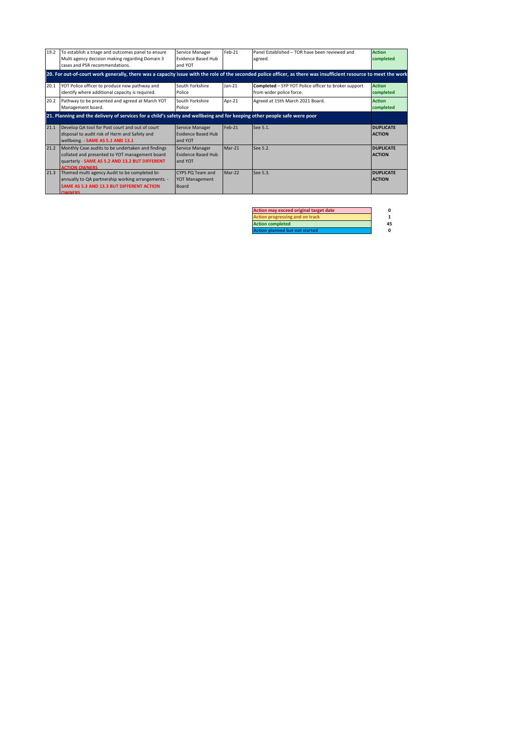| | | | | | |
|---|---|---|---|---|---|
| 19.2 | To establish a triage and outcomes panel to ensure Multi agency decision making regarding Domain 3 cases and PSR recommendations. | Service Manager Evidence Based Hub and YOT | Feb-21 | Panel Established – TOR have been reviewed and agreed. | **Action completed** |
| **20. For out-of-court work generally, there was a capacity issue with the role of the seconded police officer, as there was insufficient resource to meet the work** | | | | | |
| 20.1 | YOT Police officer to produce new pathway and identify where additional capacity is required. | South Yorkshire Police | Jan-21 | **Completed** – SYP YOT Police officer to broker support from wider police force. | **Action completed** |
| 20.2 | Pathway to be presented and agreed at March YOT Management board. | South Yorkshire Police | Apr-21 | Agreed at 15th March 2021 Board. | **Action completed** |
| **21. Planning and the delivery of services for a child's safety and wellbeing and for keeping other people safe were poor** | | | | | |
| 21.1 | Develop QA tool for Post court and out of court disposal to audit risk of Harm and Safety and wellbeing. - **SAME AS 5.1 AND 13.1** | Service Manager Evidence Based Hub and YOT | Feb-21 | See 5.1. | **DUPLICATE ACTION** |
| 21.2 | Monthly Case audits to be undertaken and findings collated and presented to YOT management board quarterly - **SAME AS 5.2 AND 13.2 BUT DIFFERENT ACTION OWNERS** | Service Manager Evidence Based Hub and YOT | Mar-21 | See 5.2. | **DUPLICATE ACTION** |
| 21.3 | Themed multi agency Audit to be completed bi-annually to QA partnership working arrangements. - **SAME AS 5.3 AND 13.3 BUT DIFFERENT ACTION OWNERS** | CYPS PQ Team and YOT Management Board | Mar-22 | See 5.3. | **DUPLICATE ACTION** |

| Status | Count |
|---|---|
| Action may exceed original target date | 0 |
| Action progressing and on track | 1 |
| Action completed | 45 |
| Action planned but not started | 0 |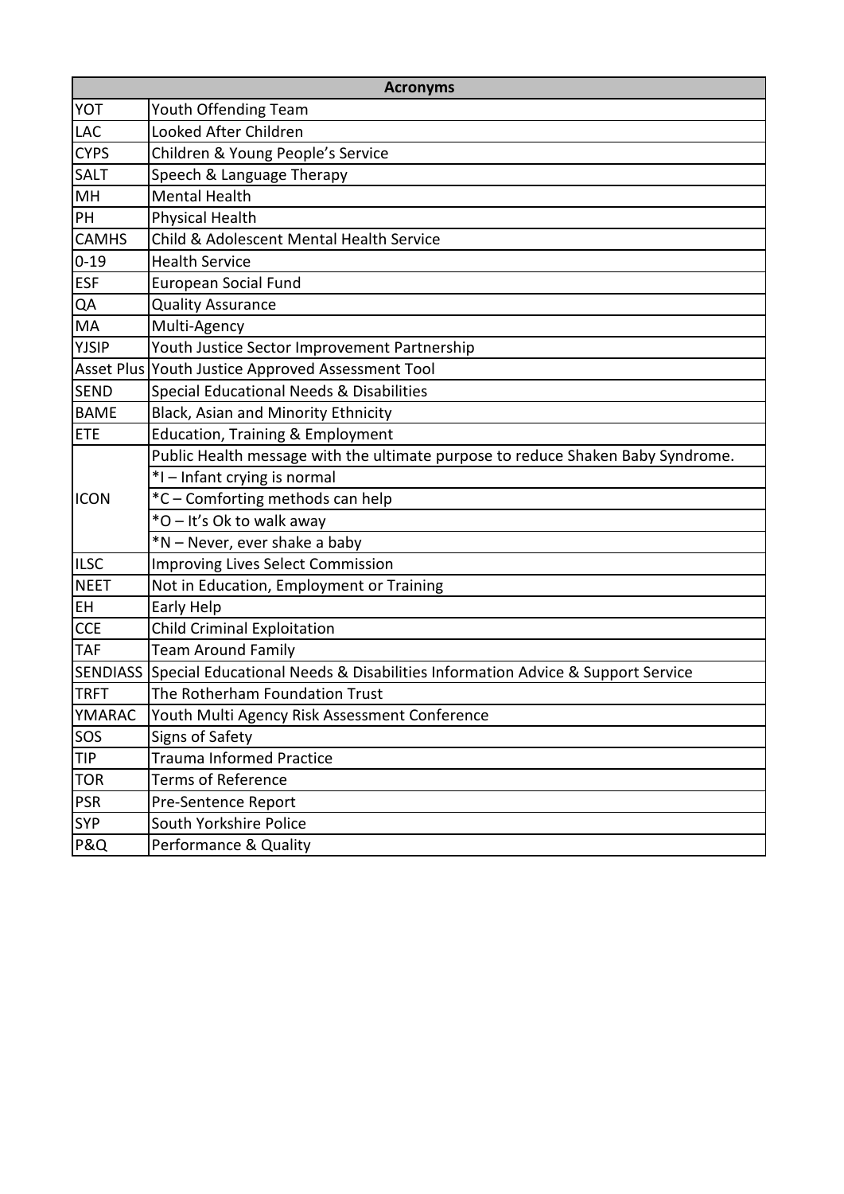| Acronyms | |
|---|---|
| YOT | Youth Offending Team |
| LAC | Looked After Children |
| CYPS | Children & Young People's Service |
| SALT | Speech & Language Therapy |
| MH | Mental Health |
| PH | Physical Health |
| CAMHS | Child & Adolescent Mental Health Service |
| 0-19 | Health Service |
| ESF | European Social Fund |
| QA | Quality Assurance |
| MA | Multi-Agency |
| YJSIP | Youth Justice Sector Improvement Partnership |
| Asset Plus | Youth Justice Approved Assessment Tool |
| SEND | Special Educational Needs & Disabilities |
| BAME | Black, Asian and Minority Ethnicity |
| ETE | Education, Training & Employment |
| ICON | Public Health message with the ultimate purpose to reduce Shaken Baby Syndrome. |
| | *I – Infant crying is normal |
| | *C – Comforting methods can help |
| | *O – It's Ok to walk away |
| | *N – Never, ever shake a baby |
| ILSC | Improving Lives Select Commission |
| NEET | Not in Education, Employment or Training |
| EH | Early Help |
| CCE | Child Criminal Exploitation |
| TAF | Team Around Family |
| SENDIASS | Special Educational Needs & Disabilities Information Advice & Support Service |
| TRFT | The Rotherham Foundation Trust |
| YMARAC | Youth Multi Agency Risk Assessment Conference |
| SOS | Signs of Safety |
| TIP | Trauma Informed Practice |
| TOR | Terms of Reference |
| PSR | Pre-Sentence Report |
| SYP | South Yorkshire Police |
| P&Q | Performance & Quality |